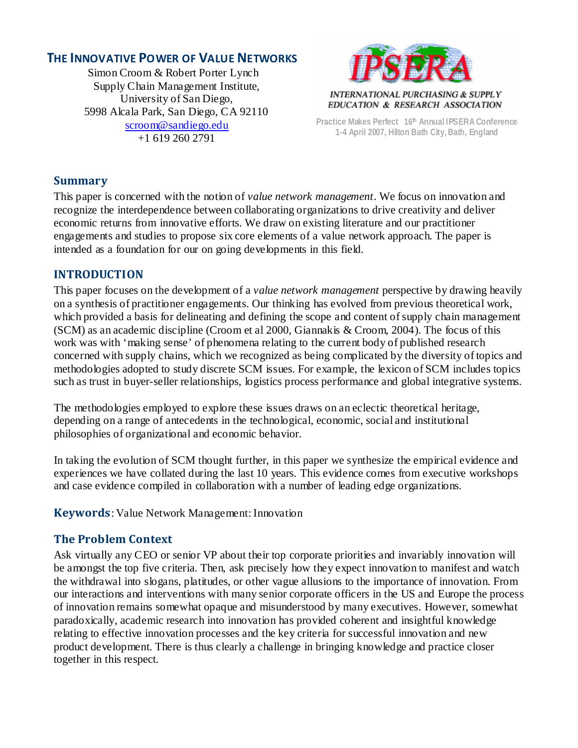# THE INNOVATIVE POWER OF VALUE NETWORKS

Simon Croom & Robert Porter Lynch
Supply Chain Management Institute,
University of San Diego,
5998 Alcala Park, San Diego, CA 92110
scroom@sandiego.edu
+1 619 260 2791

IPSERA
INTERNATIONAL PURCHASING & SUPPLY EDUCATION & RESEARCH ASSOCIATION

Practice Makes Perfect 16th Annual IPSERA Conference
1-4 April 2007, Hilton Bath City, Bath, England

## Summary

This paper is concerned with the notion of *value network management*. We focus on innovation and recognize the interdependence between collaborating organizations to drive creativity and deliver economic returns from innovative efforts. We draw on existing literature and our practitioner engagements and studies to propose six core elements of a value network approach. The paper is intended as a foundation for our on going developments in this field.

## INTRODUCTION

This paper focuses on the development of a *value network management* perspective by drawing heavily on a synthesis of practitioner engagements. Our thinking has evolved from previous theoretical work, which provided a basis for delineating and defining the scope and content of supply chain management (SCM) as an academic discipline (Croom et al 2000, Giannakis & Croom, 2004). The focus of this work was with 'making sense' of phenomena relating to the current body of published research concerned with supply chains, which we recognized as being complicated by the diversity of topics and methodologies adopted to study discrete SCM issues. For example, the lexicon of SCM includes topics such as trust in buyer-seller relationships, logistics process performance and global integrative systems.

The methodologies employed to explore these issues draws on an eclectic theoretical heritage, depending on a range of antecedents in the technological, economic, social and institutional philosophies of organizational and economic behavior.

In taking the evolution of SCM thought further, in this paper we synthesize the empirical evidence and experiences we have collated during the last 10 years. This evidence comes from executive workshops and case evidence compiled in collaboration with a number of leading edge organizations.

**Keywords**: Value Network Management: Innovation

## The Problem Context

Ask virtually any CEO or senior VP about their top corporate priorities and invariably innovation will be amongst the top five criteria. Then, ask precisely how they expect innovation to manifest and watch the withdrawal into slogans, platitudes, or other vague allusions to the importance of innovation. From our interactions and interventions with many senior corporate officers in the US and Europe the process of innovation remains somewhat opaque and misunderstood by many executives. However, somewhat paradoxically, academic research into innovation has provided coherent and insightful knowledge relating to effective innovation processes and the key criteria for successful innovation and new product development. There is thus clearly a challenge in bringing knowledge and practice closer together in this respect.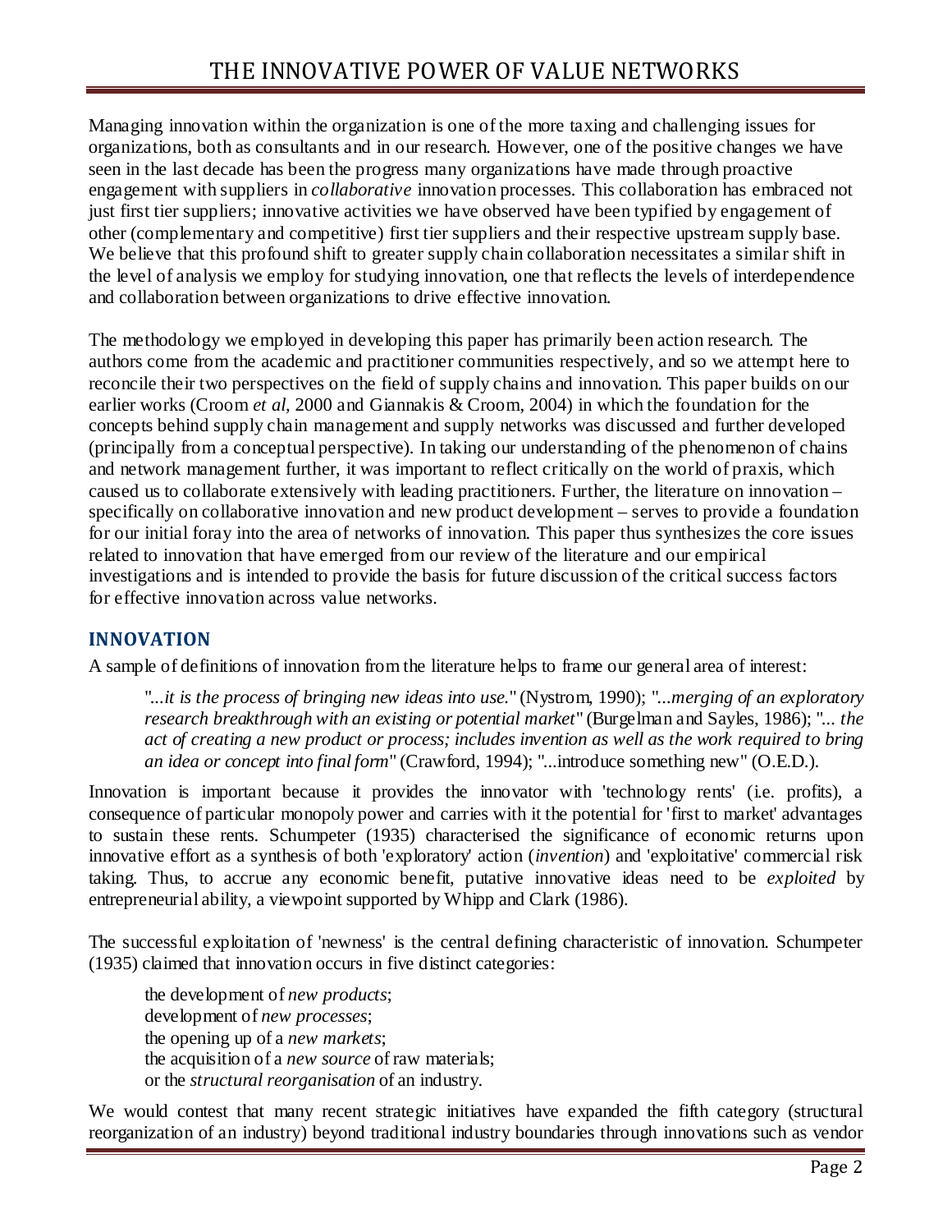Managing innovation within the organization is one of the more taxing and challenging issues for organizations, both as consultants and in our research. However, one of the positive changes we have seen in the last decade has been the progress many organizations have made through proactive engagement with suppliers in *collaborative* innovation processes. This collaboration has embraced not just first tier suppliers; innovative activities we have observed have been typified by engagement of other (complementary and competitive) first tier suppliers and their respective upstream supply base. We believe that this profound shift to greater supply chain collaboration necessitates a similar shift in the level of analysis we employ for studying innovation, one that reflects the levels of interdependence and collaboration between organizations to drive effective innovation.

The methodology we employed in developing this paper has primarily been action research. The authors come from the academic and practitioner communities respectively, and so we attempt here to reconcile their two perspectives on the field of supply chains and innovation. This paper builds on our earlier works (Croom *et al*, 2000 and Giannakis & Croom, 2004) in which the foundation for the concepts behind supply chain management and supply networks was discussed and further developed (principally from a conceptual perspective). In taking our understanding of the phenomenon of chains and network management further, it was important to reflect critically on the world of praxis, which caused us to collaborate extensively with leading practitioners. Further, the literature on innovation – specifically on collaborative innovation and new product development – serves to provide a foundation for our initial foray into the area of networks of innovation. This paper thus synthesizes the core issues related to innovation that have emerged from our review of the literature and our empirical investigations and is intended to provide the basis for future discussion of the critical success factors for effective innovation across value networks.

## INNOVATION

A sample of definitions of innovation from the literature helps to frame our general area of interest:

> "*...it is the process of bringing new ideas into use.*" (Nystrom, 1990); "*...merging of an exploratory research breakthrough with an existing or potential market*" (Burgelman and Sayles, 1986); "*... the act of creating a new product or process; includes invention as well as the work required to bring an idea or concept into final form*" (Crawford, 1994); "...introduce something new" (O.E.D.).

Innovation is important because it provides the innovator with 'technology rents' (i.e. profits), a consequence of particular monopoly power and carries with it the potential for 'first to market' advantages to sustain these rents. Schumpeter (1935) characterised the significance of economic returns upon innovative effort as a synthesis of both 'exploratory' action (*invention*) and 'exploitative' commercial risk taking. Thus, to accrue any economic benefit, putative innovative ideas need to be *exploited* by entrepreneurial ability, a viewpoint supported by Whipp and Clark (1986).

The successful exploitation of 'newness' is the central defining characteristic of innovation. Schumpeter (1935) claimed that innovation occurs in five distinct categories:

> the development of *new products*;
> development of *new processes*;
> the opening up of a *new markets*;
> the acquisition of a *new source* of raw materials;
> or the *structural reorganisation* of an industry.

We would contest that many recent strategic initiatives have expanded the fifth category (structural reorganization of an industry) beyond traditional industry boundaries through innovations such as vendor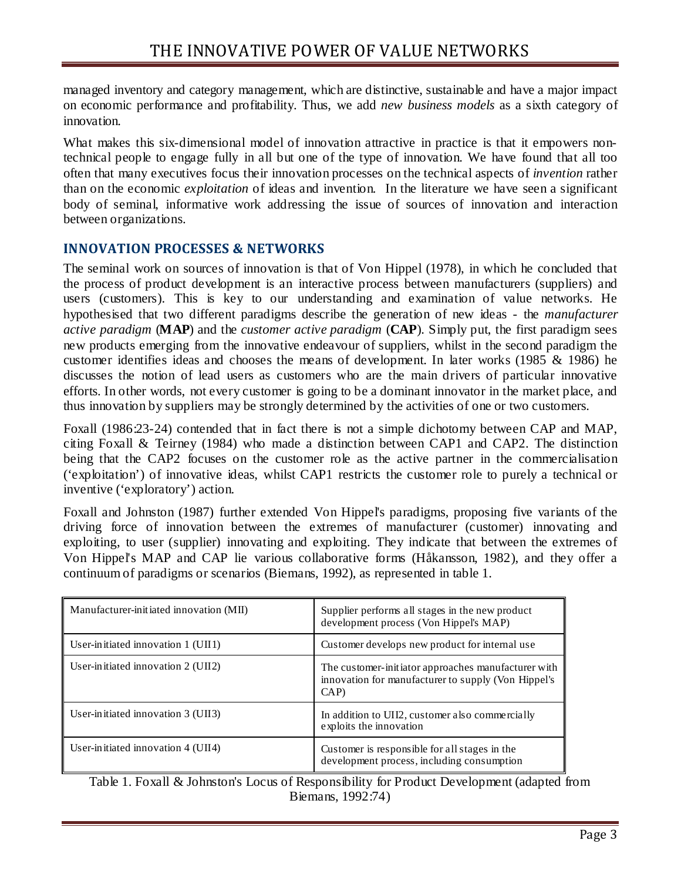managed inventory and category management, which are distinctive, sustainable and have a major impact on economic performance and profitability. Thus, we add *new business models* as a sixth category of innovation.

What makes this six-dimensional model of innovation attractive in practice is that it empowers non-technical people to engage fully in all but one of the type of innovation. We have found that all too often that many executives focus their innovation processes on the technical aspects of *invention* rather than on the economic *exploitation* of ideas and invention. In the literature we have seen a significant body of seminal, informative work addressing the issue of sources of innovation and interaction between organizations.

## INNOVATION PROCESSES & NETWORKS

The seminal work on sources of innovation is that of Von Hippel (1978), in which he concluded that the process of product development is an interactive process between manufacturers (suppliers) and users (customers). This is key to our understanding and examination of value networks. He hypothesised that two different paradigms describe the generation of new ideas - the *manufacturer active paradigm* (**MAP**) and the *customer active paradigm* (**CAP**). Simply put, the first paradigm sees new products emerging from the innovative endeavour of suppliers, whilst in the second paradigm the customer identifies ideas and chooses the means of development. In later works (1985 & 1986) he discusses the notion of lead users as customers who are the main drivers of particular innovative efforts. In other words, not every customer is going to be a dominant innovator in the market place, and thus innovation by suppliers may be strongly determined by the activities of one or two customers.

Foxall (1986:23-24) contended that in fact there is not a simple dichotomy between CAP and MAP, citing Foxall & Teirney (1984) who made a distinction between CAP1 and CAP2. The distinction being that the CAP2 focuses on the customer role as the active partner in the commercialisation ('exploitation') of innovative ideas, whilst CAP1 restricts the customer role to purely a technical or inventive ('exploratory') action.

Foxall and Johnston (1987) further extended Von Hippel's paradigms, proposing five variants of the driving force of innovation between the extremes of manufacturer (customer) innovating and exploiting, to user (supplier) innovating and exploiting. They indicate that between the extremes of Von Hippel's MAP and CAP lie various collaborative forms (Håkansson, 1982), and they offer a continuum of paradigms or scenarios (Biemans, 1992), as represented in table 1.

| Manufacturer-initiated innovation (MII) | Supplier performs all stages in the new product development process (Von Hippel's MAP) |
|---|---|
| User-initiated innovation 1 (UII1) | Customer develops new product for internal use |
| User-initiated innovation 2 (UII2) | The customer-initiator approaches manufacturer with innovation for manufacturer to supply (Von Hippel's CAP) |
| User-initiated innovation 3 (UII3) | In addition to UII2, customer also commercially exploits the innovation |
| User-initiated innovation 4 (UII4) | Customer is responsible for all stages in the development process, including consumption |

Table 1. Foxall & Johnston's Locus of Responsibility for Product Development (adapted from Biemans, 1992:74)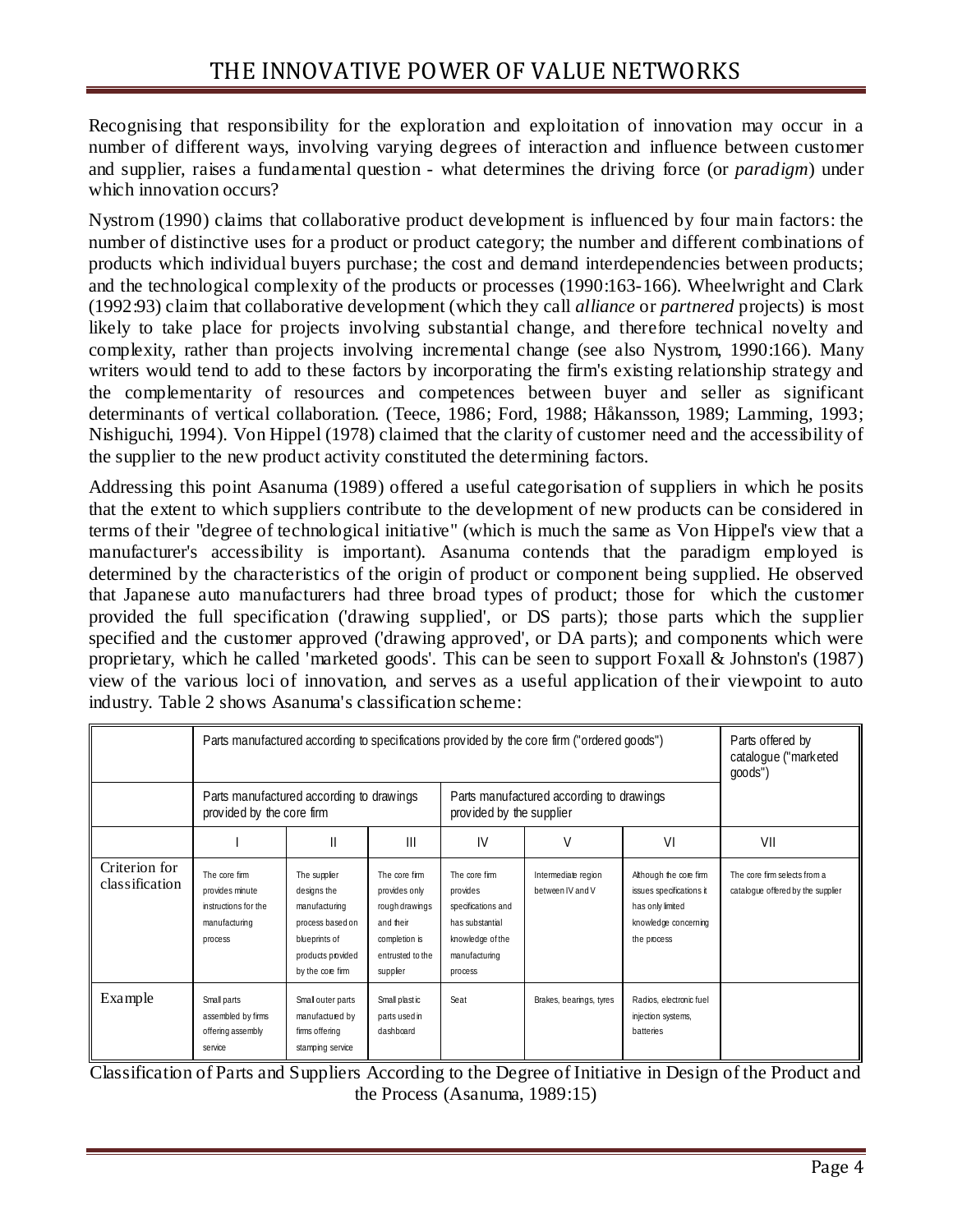Recognising that responsibility for the exploration and exploitation of innovation may occur in a number of different ways, involving varying degrees of interaction and influence between customer and supplier, raises a fundamental question - what determines the driving force (or *paradigm*) under which innovation occurs?

Nystrom (1990) claims that collaborative product development is influenced by four main factors: the number of distinctive uses for a product or product category; the number and different combinations of products which individual buyers purchase; the cost and demand interdependencies between products; and the technological complexity of the products or processes (1990:163-166). Wheelwright and Clark (1992:93) claim that collaborative development (which they call *alliance* or *partnered* projects) is most likely to take place for projects involving substantial change, and therefore technical novelty and complexity, rather than projects involving incremental change (see also Nystrom, 1990:166). Many writers would tend to add to these factors by incorporating the firm's existing relationship strategy and the complementarity of resources and competences between buyer and seller as significant determinants of vertical collaboration. (Teece, 1986; Ford, 1988; Håkansson, 1989; Lamming, 1993; Nishiguchi, 1994). Von Hippel (1978) claimed that the clarity of customer need and the accessibility of the supplier to the new product activity constituted the determining factors.

Addressing this point Asanuma (1989) offered a useful categorisation of suppliers in which he posits that the extent to which suppliers contribute to the development of new products can be considered in terms of their "degree of technological initiative" (which is much the same as Von Hippel's view that a manufacturer's accessibility is important). Asanuma contends that the paradigm employed is determined by the characteristics of the origin of product or component being supplied. He observed that Japanese auto manufacturers had three broad types of product; those for which the customer provided the full specification ('drawing supplied', or DS parts); those parts which the supplier specified and the customer approved ('drawing approved', or DA parts); and components which were proprietary, which he called 'marketed goods'. This can be seen to support Foxall & Johnston's (1987) view of the various loci of innovation, and serves as a useful application of their viewpoint to auto industry. Table 2 shows Asanuma's classification scheme:

| | Parts manufactured according to specifications provided by the core firm ("ordered goods") | | | | | | Parts offered by catalogue ("marketed goods") |
|---|---|---|---|---|---|---|---|
| | Parts manufactured according to drawings provided by the core firm | | | Parts manufactured according to drawings provided by the supplier | | | |
| | I | II | III | IV | V | VI | VII |
| Criterion for classification | The core firm provides minute instructions for the manufacturing process | The supplier designs the manufacturing process based on blueprints of products provided by the core firm | The core firm provides only rough drawings and their completion is entrusted to the supplier | The core firm provides specifications and has substantial knowledge of the manufacturing process | Intermediate region between IV and V | Although the core firm issues specifications it has only limited knowledge concerning the process | The core firm selects from a catalogue offered by the supplier |
| Example | Small parts assembled by firms offering assembly service | Small outer parts manufactured by firms offering stamping service | Small plastic parts used in dashboard | Seat | Brakes, bearings, tyres | Radios, electronic fuel injection systems, batteries | |

Classification of Parts and Suppliers According to the Degree of Initiative in Design of the Product and the Process (Asanuma, 1989:15)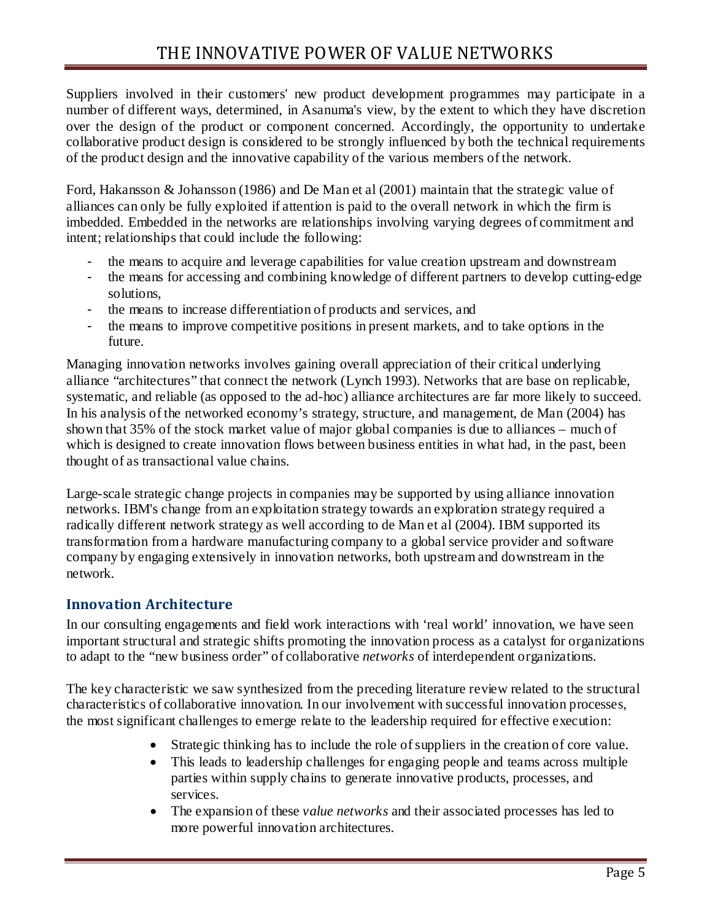Suppliers involved in their customers' new product development programmes may participate in a number of different ways, determined, in Asanuma's view, by the extent to which they have discretion over the design of the product or component concerned. Accordingly, the opportunity to undertake collaborative product design is considered to be strongly influenced by both the technical requirements of the product design and the innovative capability of the various members of the network.

Ford, Hakansson & Johansson (1986) and De Man et al (2001) maintain that the strategic value of alliances can only be fully exploited if attention is paid to the overall network in which the firm is imbedded. Embedded in the networks are relationships involving varying degrees of commitment and intent; relationships that could include the following:

- the means to acquire and leverage capabilities for value creation upstream and downstream
- the means for accessing and combining knowledge of different partners to develop cutting-edge solutions,
- the means to increase differentiation of products and services, and
- the means to improve competitive positions in present markets, and to take options in the future.

Managing innovation networks involves gaining overall appreciation of their critical underlying alliance "architectures" that connect the network (Lynch 1993). Networks that are base on replicable, systematic, and reliable (as opposed to the ad-hoc) alliance architectures are far more likely to succeed. In his analysis of the networked economy's strategy, structure, and management, de Man (2004) has shown that 35% of the stock market value of major global companies is due to alliances – much of which is designed to create innovation flows between business entities in what had, in the past, been thought of as transactional value chains.

Large-scale strategic change projects in companies may be supported by using alliance innovation networks. IBM's change from an exploitation strategy towards an exploration strategy required a radically different network strategy as well according to de Man et al (2004). IBM supported its transformation from a hardware manufacturing company to a global service provider and software company by engaging extensively in innovation networks, both upstream and downstream in the network.

## Innovation Architecture

In our consulting engagements and field work interactions with 'real world' innovation, we have seen important structural and strategic shifts promoting the innovation process as a catalyst for organizations to adapt to the "new business order" of collaborative *networks* of interdependent organizations.

The key characteristic we saw synthesized from the preceding literature review related to the structural characteristics of collaborative innovation. In our involvement with successful innovation processes, the most significant challenges to emerge relate to the leadership required for effective execution:

- Strategic thinking has to include the role of suppliers in the creation of core value.
- This leads to leadership challenges for engaging people and teams across multiple parties within supply chains to generate innovative products, processes, and services.
- The expansion of these *value networks* and their associated processes has led to more powerful innovation architectures.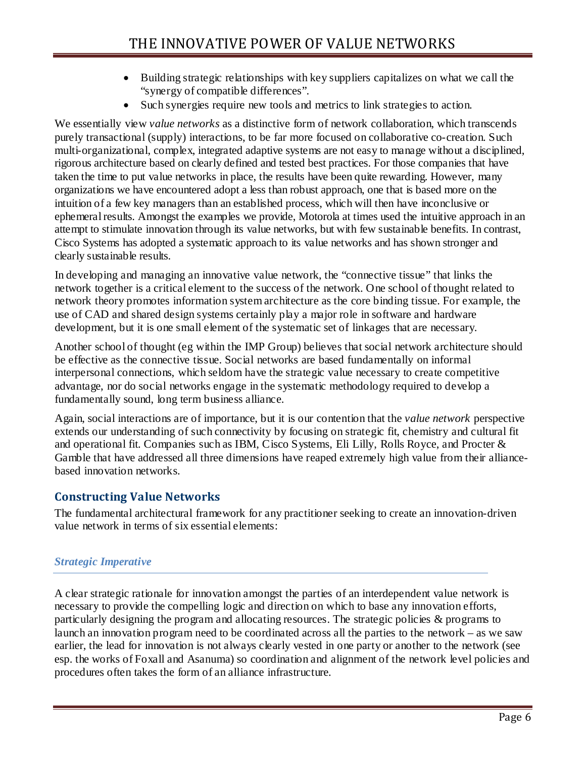- Building strategic relationships with key suppliers capitalizes on what we call the "synergy of compatible differences".
- Such synergies require new tools and metrics to link strategies to action.

We essentially view *value networks* as a distinctive form of network collaboration, which transcends purely transactional (supply) interactions, to be far more focused on collaborative co-creation. Such multi-organizational, complex, integrated adaptive systems are not easy to manage without a disciplined, rigorous architecture based on clearly defined and tested best practices. For those companies that have taken the time to put value networks in place, the results have been quite rewarding. However, many organizations we have encountered adopt a less than robust approach, one that is based more on the intuition of a few key managers than an established process, which will then have inconclusive or ephemeral results. Amongst the examples we provide, Motorola at times used the intuitive approach in an attempt to stimulate innovation through its value networks, but with few sustainable benefits. In contrast, Cisco Systems has adopted a systematic approach to its value networks and has shown stronger and clearly sustainable results.

In developing and managing an innovative value network, the "connective tissue" that links the network together is a critical element to the success of the network. One school of thought related to network theory promotes information system architecture as the core binding tissue. For example, the use of CAD and shared design systems certainly play a major role in software and hardware development, but it is one small element of the systematic set of linkages that are necessary.

Another school of thought (eg within the IMP Group) believes that social network architecture should be effective as the connective tissue. Social networks are based fundamentally on informal interpersonal connections, which seldom have the strategic value necessary to create competitive advantage, nor do social networks engage in the systematic methodology required to develop a fundamentally sound, long term business alliance.

Again, social interactions are of importance, but it is our contention that the *value network* perspective extends our understanding of such connectivity by focusing on strategic fit, chemistry and cultural fit and operational fit. Companies such as IBM, Cisco Systems, Eli Lilly, Rolls Royce, and Procter & Gamble that have addressed all three dimensions have reaped extremely high value from their alliance-based innovation networks.

## Constructing Value Networks

The fundamental architectural framework for any practitioner seeking to create an innovation-driven value network in terms of six essential elements:

### *Strategic Imperative*

A clear strategic rationale for innovation amongst the parties of an interdependent value network is necessary to provide the compelling logic and direction on which to base any innovation efforts, particularly designing the program and allocating resources. The strategic policies & programs to launch an innovation program need to be coordinated across all the parties to the network – as we saw earlier, the lead for innovation is not always clearly vested in one party or another to the network (see esp. the works of Foxall and Asanuma) so coordination and alignment of the network level policies and procedures often takes the form of an alliance infrastructure.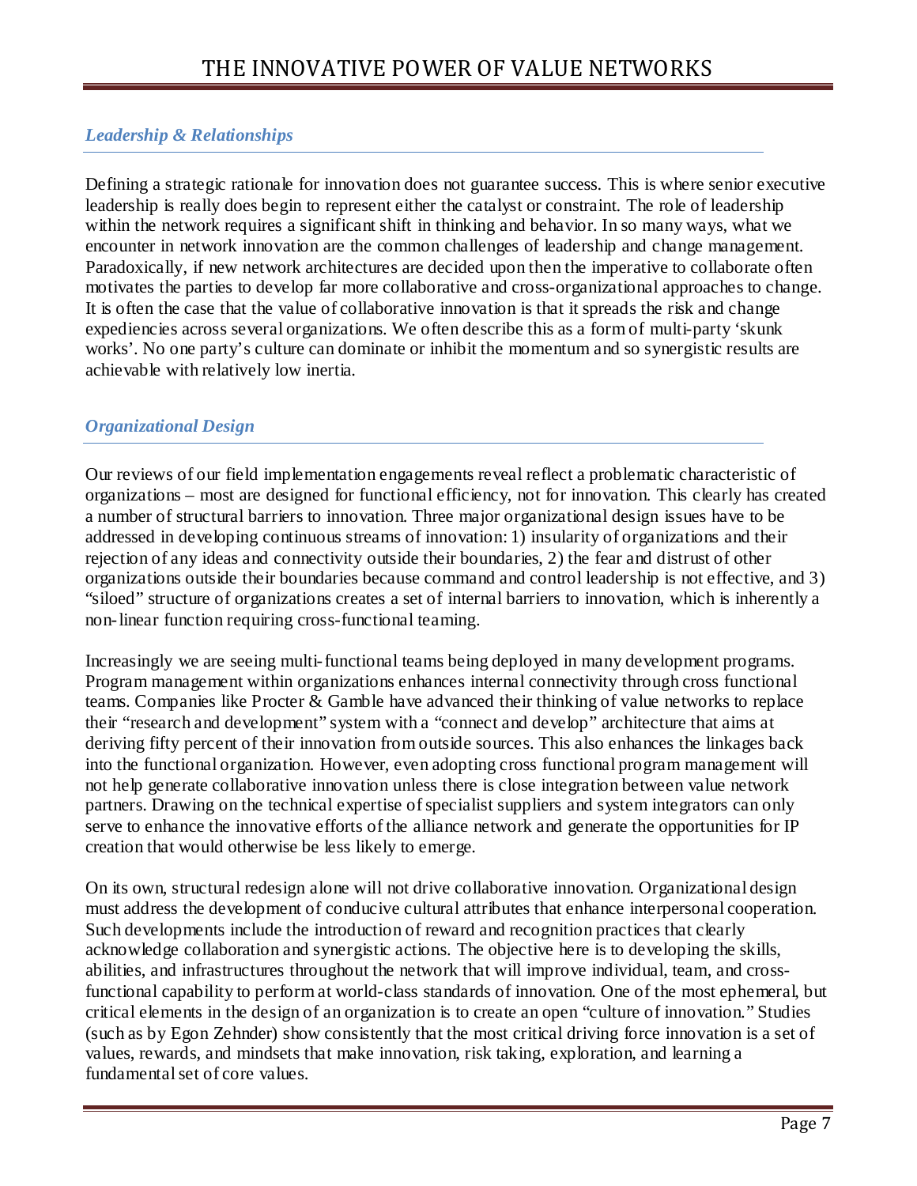## *Leadership & Relationships*

Defining a strategic rationale for innovation does not guarantee success. This is where senior executive leadership is really does begin to represent either the catalyst or constraint. The role of leadership within the network requires a significant shift in thinking and behavior. In so many ways, what we encounter in network innovation are the common challenges of leadership and change management. Paradoxically, if new network architectures are decided upon then the imperative to collaborate often motivates the parties to develop far more collaborative and cross-organizational approaches to change. It is often the case that the value of collaborative innovation is that it spreads the risk and change expediencies across several organizations. We often describe this as a form of multi-party 'skunk works'. No one party's culture can dominate or inhibit the momentum and so synergistic results are achievable with relatively low inertia.

## *Organizational Design*

Our reviews of our field implementation engagements reveal reflect a problematic characteristic of organizations – most are designed for functional efficiency, not for innovation. This clearly has created a number of structural barriers to innovation. Three major organizational design issues have to be addressed in developing continuous streams of innovation: 1) insularity of organizations and their rejection of any ideas and connectivity outside their boundaries, 2) the fear and distrust of other organizations outside their boundaries because command and control leadership is not effective, and 3) "siloed" structure of organizations creates a set of internal barriers to innovation, which is inherently a non-linear function requiring cross-functional teaming.

Increasingly we are seeing multi-functional teams being deployed in many development programs. Program management within organizations enhances internal connectivity through cross functional teams. Companies like Procter & Gamble have advanced their thinking of value networks to replace their "research and development" system with a "connect and develop" architecture that aims at deriving fifty percent of their innovation from outside sources. This also enhances the linkages back into the functional organization. However, even adopting cross functional program management will not help generate collaborative innovation unless there is close integration between value network partners. Drawing on the technical expertise of specialist suppliers and system integrators can only serve to enhance the innovative efforts of the alliance network and generate the opportunities for IP creation that would otherwise be less likely to emerge.

On its own, structural redesign alone will not drive collaborative innovation. Organizational design must address the development of conducive cultural attributes that enhance interpersonal cooperation. Such developments include the introduction of reward and recognition practices that clearly acknowledge collaboration and synergistic actions. The objective here is to developing the skills, abilities, and infrastructures throughout the network that will improve individual, team, and cross-functional capability to perform at world-class standards of innovation. One of the most ephemeral, but critical elements in the design of an organization is to create an open "culture of innovation." Studies (such as by Egon Zehnder) show consistently that the most critical driving force innovation is a set of values, rewards, and mindsets that make innovation, risk taking, exploration, and learning a fundamental set of core values.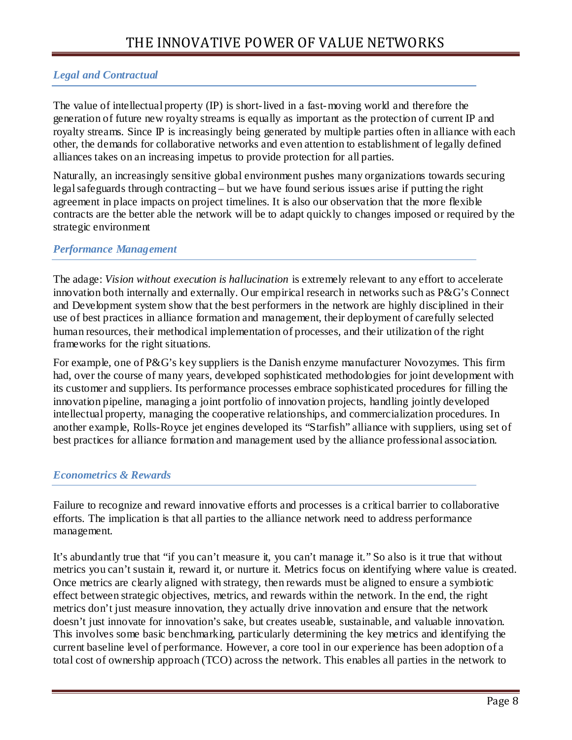### *Legal and Contractual*

The value of intellectual property (IP) is short-lived in a fast-moving world and therefore the generation of future new royalty streams is equally as important as the protection of current IP and royalty streams. Since IP is increasingly being generated by multiple parties often in alliance with each other, the demands for collaborative networks and even attention to establishment of legally defined alliances takes on an increasing impetus to provide protection for all parties.

Naturally, an increasingly sensitive global environment pushes many organizations towards securing legal safeguards through contracting – but we have found serious issues arise if putting the right agreement in place impacts on project timelines. It is also our observation that the more flexible contracts are the better able the network will be to adapt quickly to changes imposed or required by the strategic environment

### *Performance Management*

The adage: *Vision without execution is hallucination* is extremely relevant to any effort to accelerate innovation both internally and externally. Our empirical research in networks such as P&G's Connect and Development system show that the best performers in the network are highly disciplined in their use of best practices in alliance formation and management, their deployment of carefully selected human resources, their methodical implementation of processes, and their utilization of the right frameworks for the right situations.

For example, one of P&G's key suppliers is the Danish enzyme manufacturer Novozymes. This firm had, over the course of many years, developed sophisticated methodologies for joint development with its customer and suppliers. Its performance processes embrace sophisticated procedures for filling the innovation pipeline, managing a joint portfolio of innovation projects, handling jointly developed intellectual property, managing the cooperative relationships, and commercialization procedures. In another example, Rolls-Royce jet engines developed its "Starfish" alliance with suppliers, using set of best practices for alliance formation and management used by the alliance professional association.

### *Econometrics & Rewards*

Failure to recognize and reward innovative efforts and processes is a critical barrier to collaborative efforts. The implication is that all parties to the alliance network need to address performance management.

It's abundantly true that "if you can't measure it, you can't manage it." So also is it true that without metrics you can't sustain it, reward it, or nurture it. Metrics focus on identifying where value is created. Once metrics are clearly aligned with strategy, then rewards must be aligned to ensure a symbiotic effect between strategic objectives, metrics, and rewards within the network. In the end, the right metrics don't just measure innovation, they actually drive innovation and ensure that the network doesn't just innovate for innovation's sake, but creates useable, sustainable, and valuable innovation. This involves some basic benchmarking, particularly determining the key metrics and identifying the current baseline level of performance. However, a core tool in our experience has been adoption of a total cost of ownership approach (TCO) across the network. This enables all parties in the network to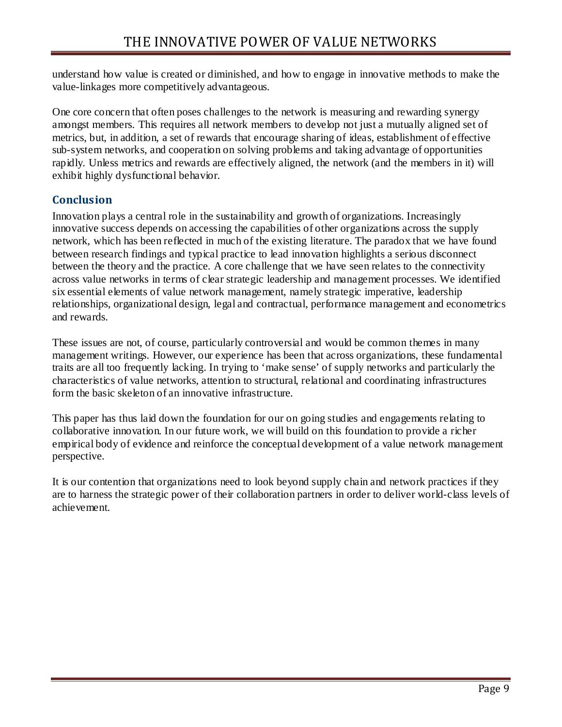understand how value is created or diminished, and how to engage in innovative methods to make the value-linkages more competitively advantageous.

One core concern that often poses challenges to the network is measuring and rewarding synergy amongst members. This requires all network members to develop not just a mutually aligned set of metrics, but, in addition, a set of rewards that encourage sharing of ideas, establishment of effective sub-system networks, and cooperation on solving problems and taking advantage of opportunities rapidly. Unless metrics and rewards are effectively aligned, the network (and the members in it) will exhibit highly dysfunctional behavior.

## Conclusion

Innovation plays a central role in the sustainability and growth of organizations. Increasingly innovative success depends on accessing the capabilities of other organizations across the supply network, which has been reflected in much of the existing literature. The paradox that we have found between research findings and typical practice to lead innovation highlights a serious disconnect between the theory and the practice. A core challenge that we have seen relates to the connectivity across value networks in terms of clear strategic leadership and management processes. We identified six essential elements of value network management, namely strategic imperative, leadership relationships, organizational design, legal and contractual, performance management and econometrics and rewards.

These issues are not, of course, particularly controversial and would be common themes in many management writings. However, our experience has been that across organizations, these fundamental traits are all too frequently lacking. In trying to 'make sense' of supply networks and particularly the characteristics of value networks, attention to structural, relational and coordinating infrastructures form the basic skeleton of an innovative infrastructure.

This paper has thus laid down the foundation for our on going studies and engagements relating to collaborative innovation. In our future work, we will build on this foundation to provide a richer empirical body of evidence and reinforce the conceptual development of a value network management perspective.

It is our contention that organizations need to look beyond supply chain and network practices if they are to harness the strategic power of their collaboration partners in order to deliver world-class levels of achievement.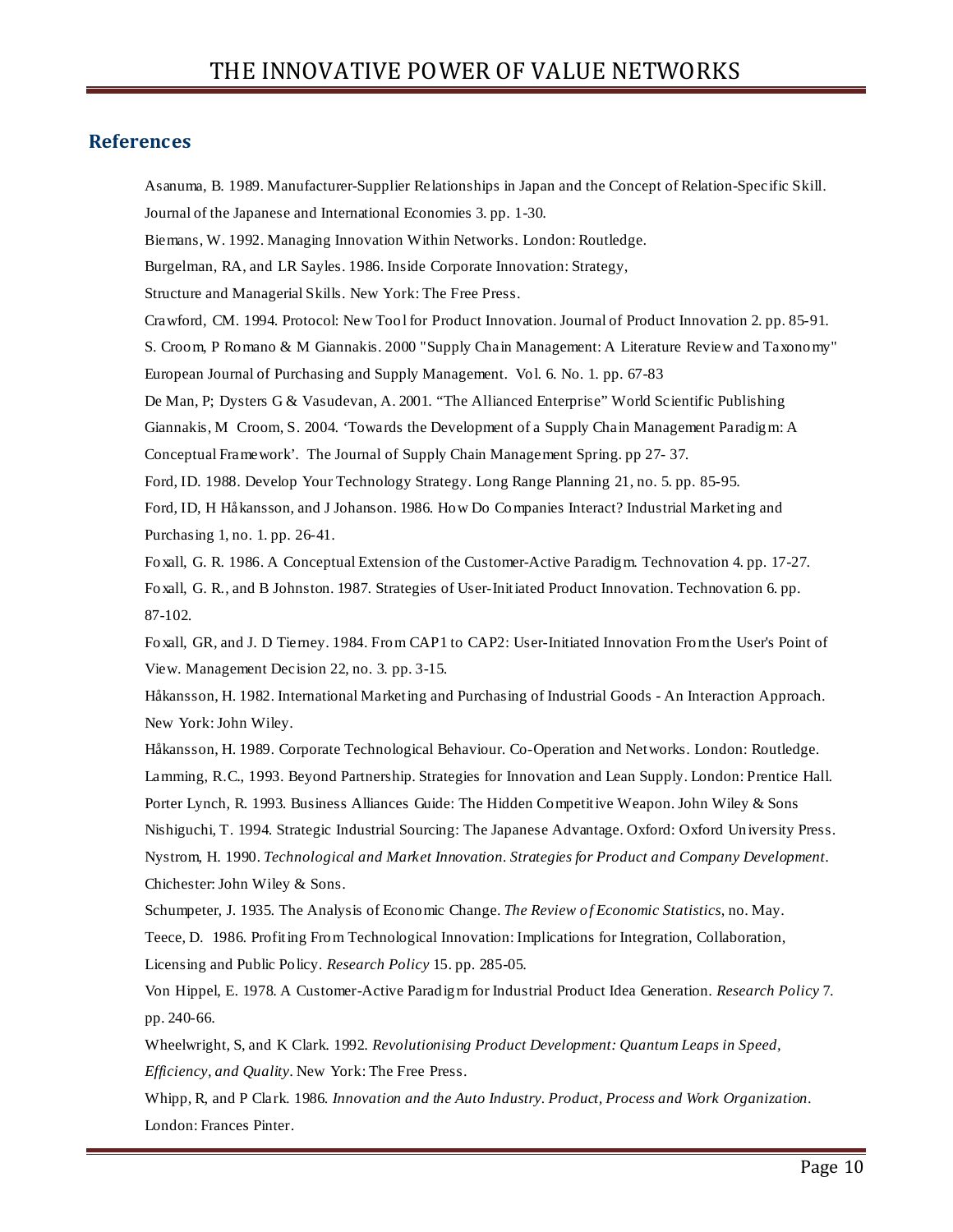## References

Asanuma, B. 1989. Manufacturer-Supplier Relationships in Japan and the Concept of Relation-Specific Skill. Journal of the Japanese and International Economies 3. pp. 1-30.

Biemans, W. 1992. Managing Innovation Within Networks. London: Routledge.

Burgelman, RA, and LR Sayles. 1986. Inside Corporate Innovation: Strategy, Structure and Managerial Skills. New York: The Free Press.

Crawford, CM. 1994. Protocol: New Tool for Product Innovation. Journal of Product Innovation 2. pp. 85-91.

S. Croom, P Romano & M Giannakis. 2000 "Supply Chain Management: A Literature Review and Taxonomy" European Journal of Purchasing and Supply Management. Vol. 6. No. 1. pp. 67-83

De Man, P; Dysters G & Vasudevan, A. 2001. “The Allianced Enterprise” World Scientific Publishing

Giannakis, M Croom, S. 2004. ‘Towards the Development of a Supply Chain Management Paradigm: A Conceptual Framework’. The Journal of Supply Chain Management Spring. pp 27- 37.

Ford, ID. 1988. Develop Your Technology Strategy. Long Range Planning 21, no. 5. pp. 85-95.

Ford, ID, H Håkansson, and J Johanson. 1986. How Do Companies Interact? Industrial Marketing and Purchasing 1, no. 1. pp. 26-41.

Foxall, G. R. 1986. A Conceptual Extension of the Customer-Active Paradigm. Technovation 4. pp. 17-27.

Foxall, G. R., and B Johnston. 1987. Strategies of User-Initiated Product Innovation. Technovation 6. pp. 87-102.

Foxall, GR, and J. D Tierney. 1984. From CAP1 to CAP2: User-Initiated Innovation From the User's Point of View. Management Decision 22, no. 3. pp. 3-15.

Håkansson, H. 1982. International Marketing and Purchasing of Industrial Goods - An Interaction Approach. New York: John Wiley.

Håkansson, H. 1989. Corporate Technological Behaviour. Co-Operation and Networks. London: Routledge.

Lamming, R.C., 1993. Beyond Partnership. Strategies for Innovation and Lean Supply. London: Prentice Hall.

Porter Lynch, R. 1993. Business Alliances Guide: The Hidden Competitive Weapon. John Wiley & Sons

Nishiguchi, T. 1994. Strategic Industrial Sourcing: The Japanese Advantage. Oxford: Oxford University Press.

Nystrom, H. 1990. *Technological and Market Innovation. Strategies for Product and Company Development*. Chichester: John Wiley & Sons.

Schumpeter, J. 1935. The Analysis of Economic Change. *The Review of Economic Statistics*, no. May.

Teece, D. 1986. Profiting From Technological Innovation: Implications for Integration, Collaboration, Licensing and Public Policy. *Research Policy* 15. pp. 285-05.

Von Hippel, E. 1978. A Customer-Active Paradigm for Industrial Product Idea Generation. *Research Policy* 7. pp. 240-66.

Wheelwright, S, and K Clark. 1992. *Revolutionising Product Development: Quantum Leaps in Speed, Efficiency, and Quality*. New York: The Free Press.

Whipp, R, and P Clark. 1986. *Innovation and the Auto Industry. Product, Process and Work Organization*. London: Frances Pinter.